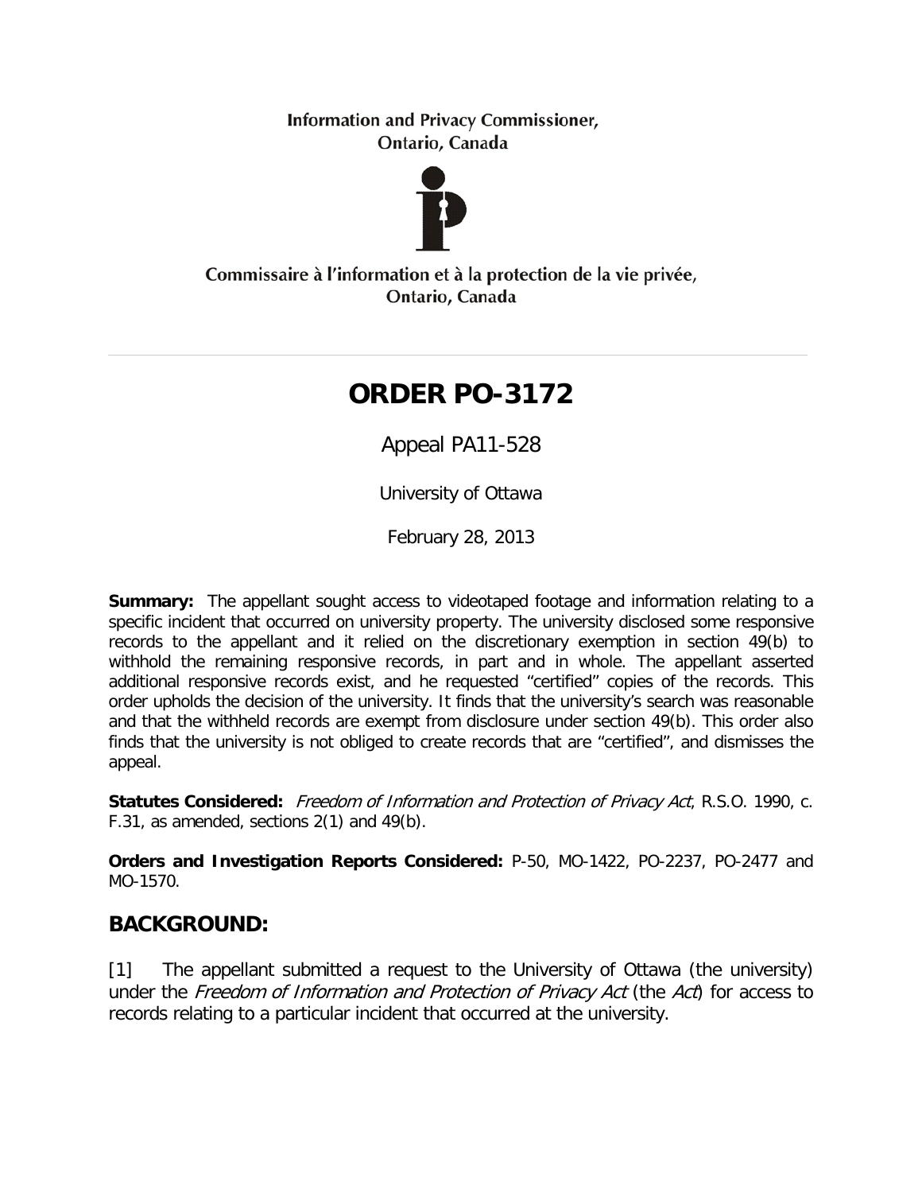Information and Privacy Commissioner,
Ontario, Canada

Commissaire à l'information et à la protection de la vie privée,
Ontario, Canada

# ORDER PO-3172

Appeal PA11-528

University of Ottawa

February 28, 2013

**Summary:** The appellant sought access to videotaped footage and information relating to a specific incident that occurred on university property. The university disclosed some responsive records to the appellant and it relied on the discretionary exemption in section 49(b) to withhold the remaining responsive records, in part and in whole. The appellant asserted additional responsive records exist, and he requested "certified" copies of the records. This order upholds the decision of the university. It finds that the university's search was reasonable and that the withheld records are exempt from disclosure under section 49(b). This order also finds that the university is not obliged to create records that are "certified", and dismisses the appeal.

**Statutes Considered:** *Freedom of Information and Protection of Privacy Act*, R.S.O. 1990, c. F.31, as amended, sections 2(1) and 49(b).

**Orders and Investigation Reports Considered:** P-50, MO-1422, PO-2237, PO-2477 and MO-1570.

## BACKGROUND:

[1] The appellant submitted a request to the University of Ottawa (the university) under the *Freedom of Information and Protection of Privacy Act* (the *Act*) for access to records relating to a particular incident that occurred at the university.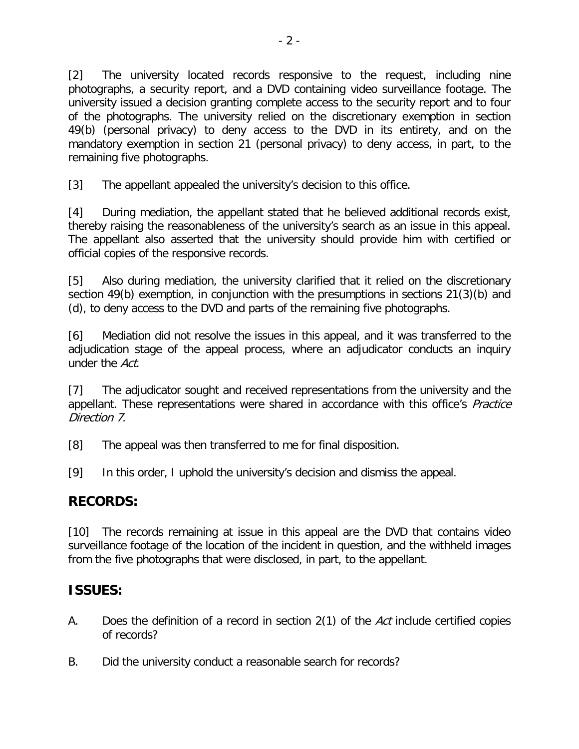[2] The university located records responsive to the request, including nine photographs, a security report, and a DVD containing video surveillance footage. The university issued a decision granting complete access to the security report and to four of the photographs. The university relied on the discretionary exemption in section 49(b) (personal privacy) to deny access to the DVD in its entirety, and on the mandatory exemption in section 21 (personal privacy) to deny access, in part, to the remaining five photographs.

[3] The appellant appealed the university's decision to this office.

[4] During mediation, the appellant stated that he believed additional records exist, thereby raising the reasonableness of the university's search as an issue in this appeal. The appellant also asserted that the university should provide him with certified or official copies of the responsive records.

[5] Also during mediation, the university clarified that it relied on the discretionary section 49(b) exemption, in conjunction with the presumptions in sections 21(3)(b) and (d), to deny access to the DVD and parts of the remaining five photographs.

[6] Mediation did not resolve the issues in this appeal, and it was transferred to the adjudication stage of the appeal process, where an adjudicator conducts an inquiry under the *Act*.

[7] The adjudicator sought and received representations from the university and the appellant. These representations were shared in accordance with this office's *Practice Direction 7*.

[8] The appeal was then transferred to me for final disposition.

[9] In this order, I uphold the university's decision and dismiss the appeal.

## RECORDS:

[10] The records remaining at issue in this appeal are the DVD that contains video surveillance footage of the location of the incident in question, and the withheld images from the five photographs that were disclosed, in part, to the appellant.

## ISSUES:

A. Does the definition of a record in section 2(1) of the *Act* include certified copies of records?

B. Did the university conduct a reasonable search for records?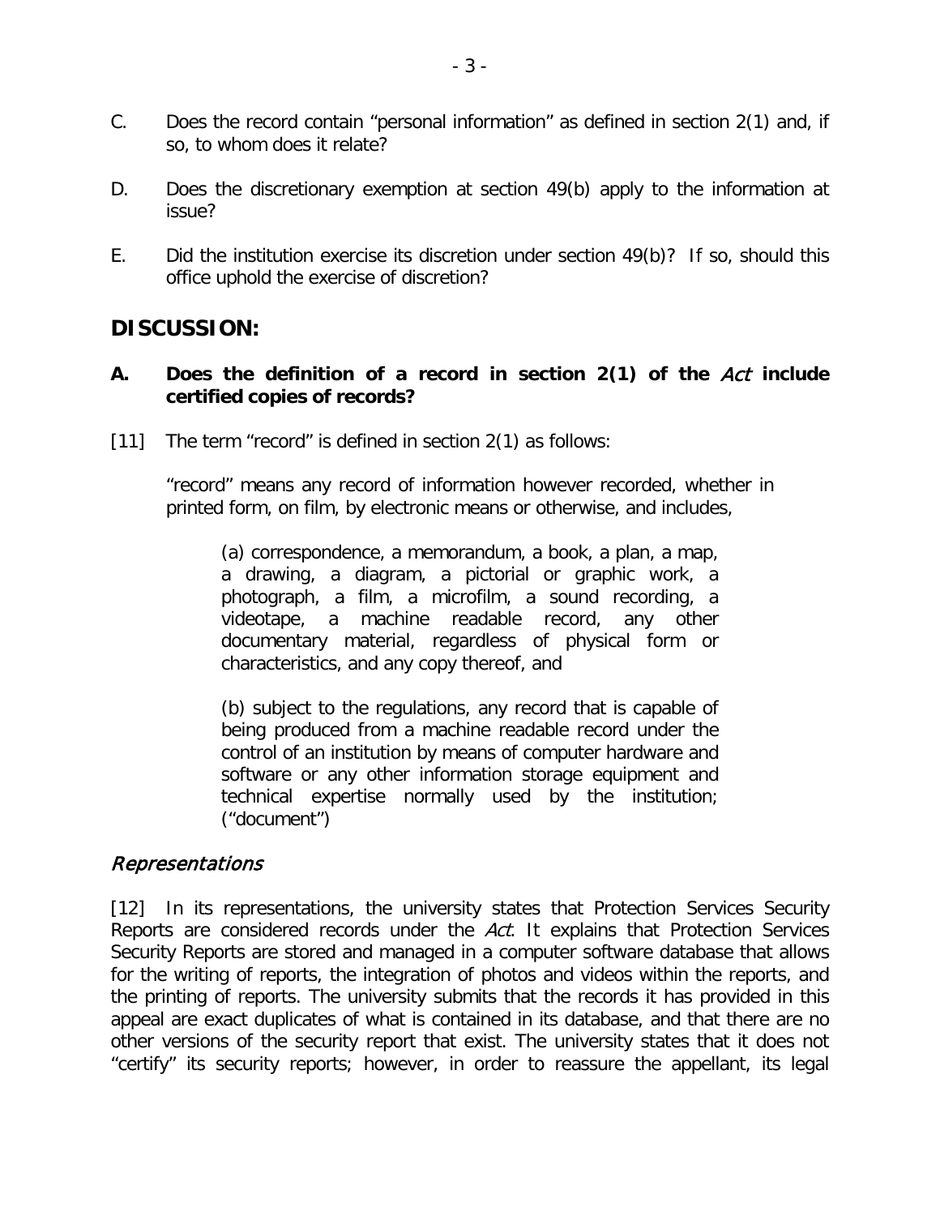C. Does the record contain "personal information" as defined in section 2(1) and, if so, to whom does it relate?

D. Does the discretionary exemption at section 49(b) apply to the information at issue?

E. Did the institution exercise its discretion under section 49(b)? If so, should this office uphold the exercise of discretion?

## DISCUSSION:

### A. Does the definition of a record in section 2(1) of the *Act* include certified copies of records?

[11] The term "record" is defined in section 2(1) as follows:

> "record" means any record of information however recorded, whether in printed form, on film, by electronic means or otherwise, and includes,
>
> > (a) correspondence, a memorandum, a book, a plan, a map, a drawing, a diagram, a pictorial or graphic work, a photograph, a film, a microfilm, a sound recording, a videotape, a machine readable record, any other documentary material, regardless of physical form or characteristics, and any copy thereof, and
> >
> > (b) subject to the regulations, any record that is capable of being produced from a machine readable record under the control of an institution by means of computer hardware and software or any other information storage equipment and technical expertise normally used by the institution; ("document")

#### *Representations*

[12] In its representations, the university states that Protection Services Security Reports are considered records under the *Act*. It explains that Protection Services Security Reports are stored and managed in a computer software database that allows for the writing of reports, the integration of photos and videos within the reports, and the printing of reports. The university submits that the records it has provided in this appeal are exact duplicates of what is contained in its database, and that there are no other versions of the security report that exist. The university states that it does not "certify" its security reports; however, in order to reassure the appellant, its legal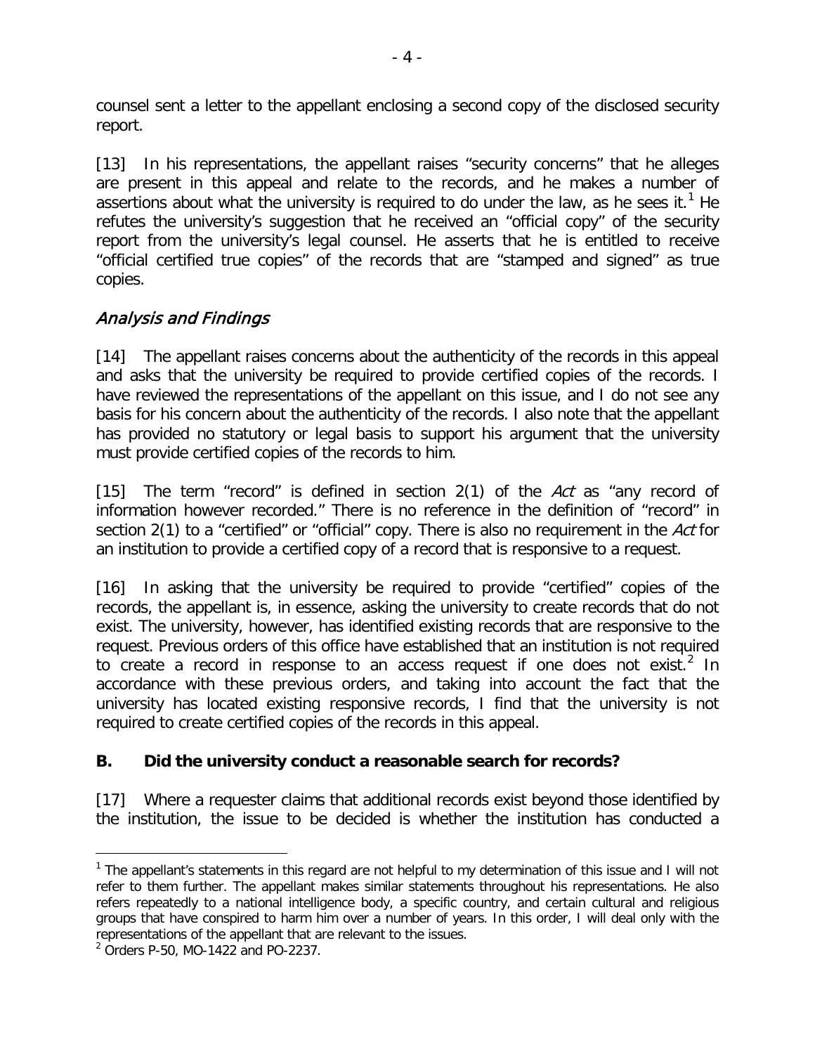counsel sent a letter to the appellant enclosing a second copy of the disclosed security report.

[13] In his representations, the appellant raises "security concerns" that he alleges are present in this appeal and relate to the records, and he makes a number of assertions about what the university is required to do under the law, as he sees it.[1] He refutes the university's suggestion that he received an "official copy" of the security report from the university's legal counsel. He asserts that he is entitled to receive "official certified true copies" of the records that are "stamped and signed" as true copies.

### *Analysis and Findings*

[14] The appellant raises concerns about the authenticity of the records in this appeal and asks that the university be required to provide certified copies of the records. I have reviewed the representations of the appellant on this issue, and I do not see any basis for his concern about the authenticity of the records. I also note that the appellant has provided no statutory or legal basis to support his argument that the university must provide certified copies of the records to him.

[15] The term "record" is defined in section 2(1) of the *Act* as "any record of information however recorded." There is no reference in the definition of "record" in section 2(1) to a "certified" or "official" copy. There is also no requirement in the *Act* for an institution to provide a certified copy of a record that is responsive to a request.

[16] In asking that the university be required to provide "certified" copies of the records, the appellant is, in essence, asking the university to create records that do not exist. The university, however, has identified existing records that are responsive to the request. Previous orders of this office have established that an institution is not required to create a record in response to an access request if one does not exist.[2] In accordance with these previous orders, and taking into account the fact that the university has located existing responsive records, I find that the university is not required to create certified copies of the records in this appeal.

### **B. Did the university conduct a reasonable search for records?**

[17] Where a requester claims that additional records exist beyond those identified by the institution, the issue to be decided is whether the institution has conducted a

---

[1] The appellant's statements in this regard are not helpful to my determination of this issue and I will not refer to them further. The appellant makes similar statements throughout his representations. He also refers repeatedly to a national intelligence body, a specific country, and certain cultural and religious groups that have conspired to harm him over a number of years. In this order, I will deal only with the representations of the appellant that are relevant to the issues.

[2] Orders P-50, MO-1422 and PO-2237.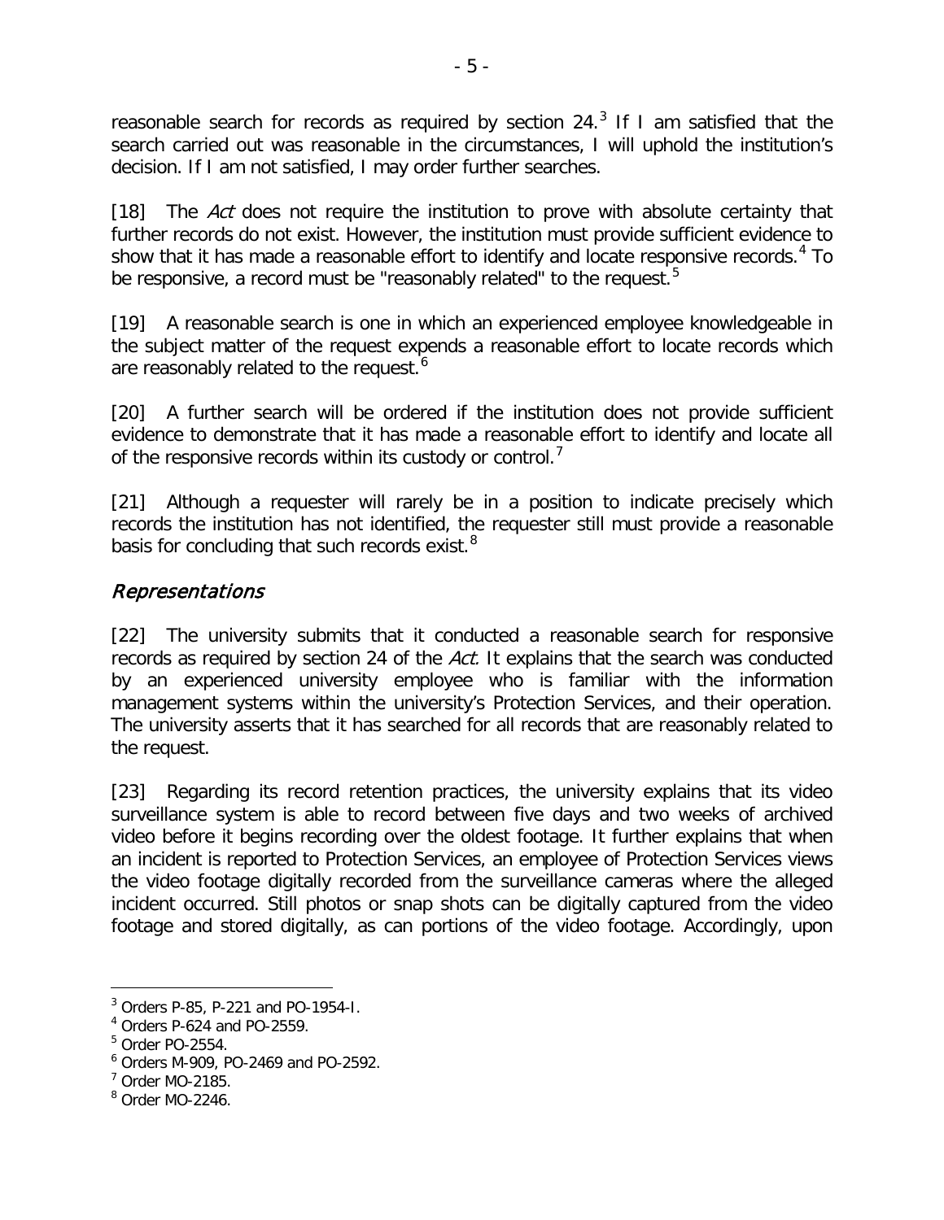reasonable search for records as required by section 24.[3] If I am satisfied that the search carried out was reasonable in the circumstances, I will uphold the institution's decision. If I am not satisfied, I may order further searches.

[18] The *Act* does not require the institution to prove with absolute certainty that further records do not exist. However, the institution must provide sufficient evidence to show that it has made a reasonable effort to identify and locate responsive records.[4] To be responsive, a record must be "reasonably related" to the request.[5]

[19] A reasonable search is one in which an experienced employee knowledgeable in the subject matter of the request expends a reasonable effort to locate records which are reasonably related to the request.[6]

[20] A further search will be ordered if the institution does not provide sufficient evidence to demonstrate that it has made a reasonable effort to identify and locate all of the responsive records within its custody or control.[7]

[21] Although a requester will rarely be in a position to indicate precisely which records the institution has not identified, the requester still must provide a reasonable basis for concluding that such records exist.[8]

## *Representations*

[22] The university submits that it conducted a reasonable search for responsive records as required by section 24 of the *Act.* It explains that the search was conducted by an experienced university employee who is familiar with the information management systems within the university's Protection Services, and their operation. The university asserts that it has searched for all records that are reasonably related to the request.

[23] Regarding its record retention practices, the university explains that its video surveillance system is able to record between five days and two weeks of archived video before it begins recording over the oldest footage. It further explains that when an incident is reported to Protection Services, an employee of Protection Services views the video footage digitally recorded from the surveillance cameras where the alleged incident occurred. Still photos or snap shots can be digitally captured from the video footage and stored digitally, as can portions of the video footage. Accordingly, upon

---

[3] Orders P-85, P-221 and PO-1954-I.

[4] Orders P-624 and PO-2559.

[5] Order PO-2554.

[6] Orders M-909, PO-2469 and PO-2592.

[7] Order MO-2185.

[8] Order MO-2246.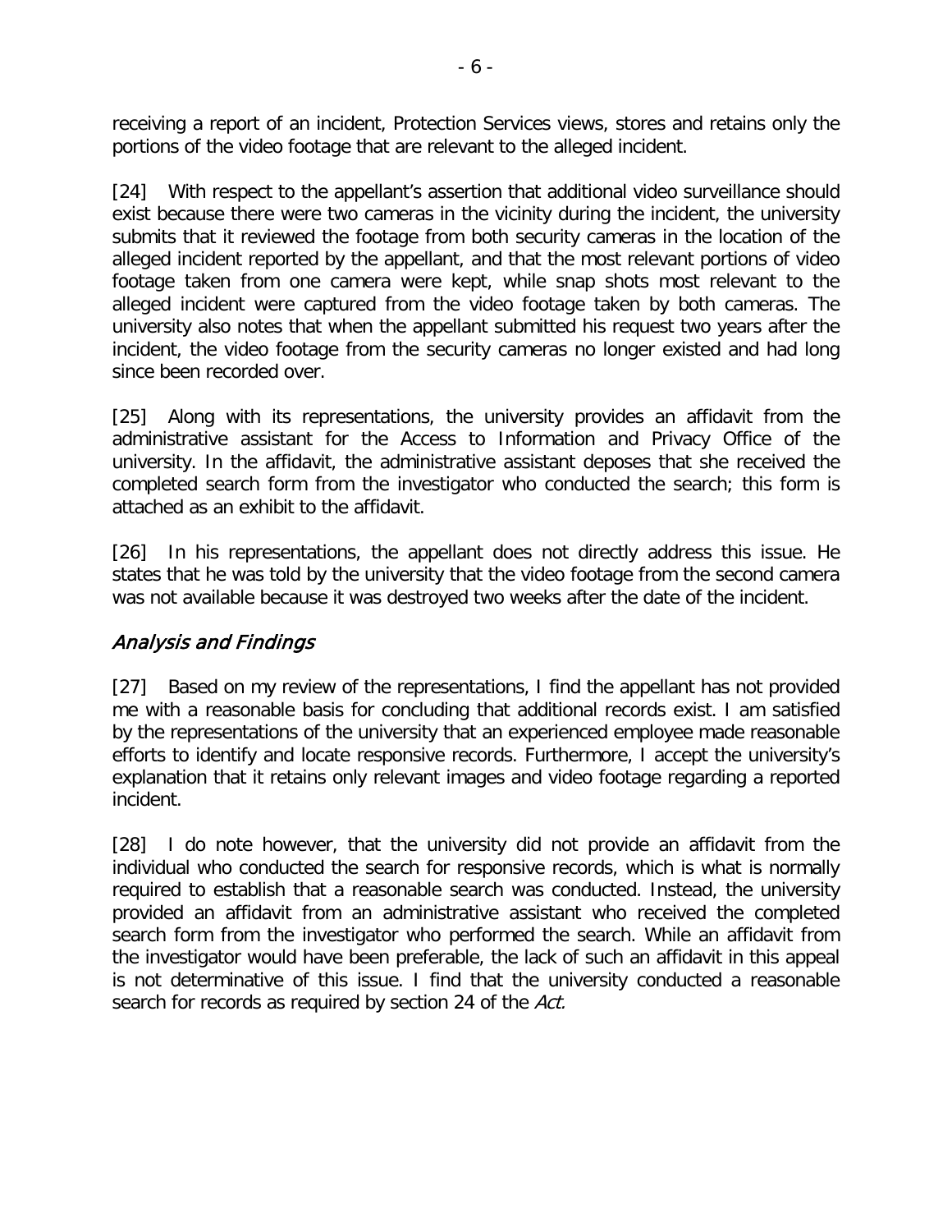receiving a report of an incident, Protection Services views, stores and retains only the portions of the video footage that are relevant to the alleged incident.

[24] With respect to the appellant's assertion that additional video surveillance should exist because there were two cameras in the vicinity during the incident, the university submits that it reviewed the footage from both security cameras in the location of the alleged incident reported by the appellant, and that the most relevant portions of video footage taken from one camera were kept, while snap shots most relevant to the alleged incident were captured from the video footage taken by both cameras. The university also notes that when the appellant submitted his request two years after the incident, the video footage from the security cameras no longer existed and had long since been recorded over.

[25] Along with its representations, the university provides an affidavit from the administrative assistant for the Access to Information and Privacy Office of the university. In the affidavit, the administrative assistant deposes that she received the completed search form from the investigator who conducted the search; this form is attached as an exhibit to the affidavit.

[26] In his representations, the appellant does not directly address this issue. He states that he was told by the university that the video footage from the second camera was not available because it was destroyed two weeks after the date of the incident.

### *Analysis and Findings*

[27] Based on my review of the representations, I find the appellant has not provided me with a reasonable basis for concluding that additional records exist. I am satisfied by the representations of the university that an experienced employee made reasonable efforts to identify and locate responsive records. Furthermore, I accept the university's explanation that it retains only relevant images and video footage regarding a reported incident.

[28] I do note however, that the university did not provide an affidavit from the individual who conducted the search for responsive records, which is what is normally required to establish that a reasonable search was conducted. Instead, the university provided an affidavit from an administrative assistant who received the completed search form from the investigator who performed the search. While an affidavit from the investigator would have been preferable, the lack of such an affidavit in this appeal is not determinative of this issue. I find that the university conducted a reasonable search for records as required by section 24 of the *Act.*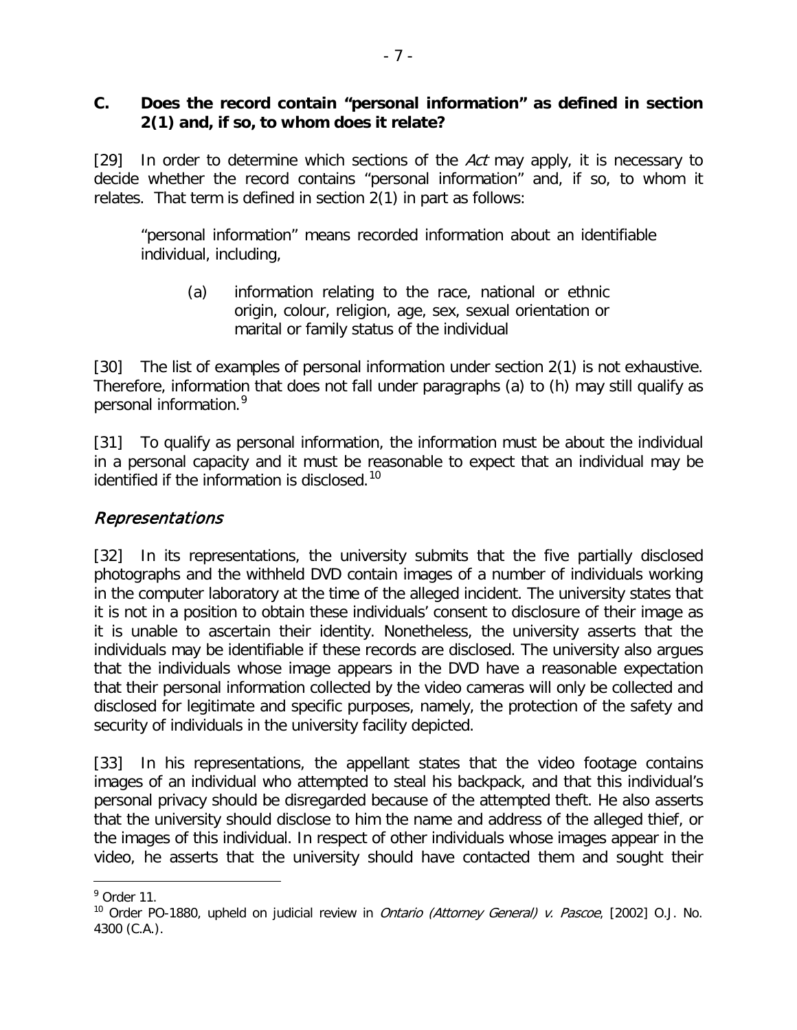### C. Does the record contain "personal information" as defined in section 2(1) and, if so, to whom does it relate?

[29] In order to determine which sections of the *Act* may apply, it is necessary to decide whether the record contains "personal information" and, if so, to whom it relates. That term is defined in section 2(1) in part as follows:

> "personal information" means recorded information about an identifiable individual, including,
>
> (a) information relating to the race, national or ethnic origin, colour, religion, age, sex, sexual orientation or marital or family status of the individual

[30] The list of examples of personal information under section 2(1) is not exhaustive. Therefore, information that does not fall under paragraphs (a) to (h) may still qualify as personal information.[9]

[31] To qualify as personal information, the information must be about the individual in a personal capacity and it must be reasonable to expect that an individual may be identified if the information is disclosed.[10]

## *Representations*

[32] In its representations, the university submits that the five partially disclosed photographs and the withheld DVD contain images of a number of individuals working in the computer laboratory at the time of the alleged incident. The university states that it is not in a position to obtain these individuals' consent to disclosure of their image as it is unable to ascertain their identity. Nonetheless, the university asserts that the individuals may be identifiable if these records are disclosed. The university also argues that the individuals whose image appears in the DVD have a reasonable expectation that their personal information collected by the video cameras will only be collected and disclosed for legitimate and specific purposes, namely, the protection of the safety and security of individuals in the university facility depicted.

[33] In his representations, the appellant states that the video footage contains images of an individual who attempted to steal his backpack, and that this individual's personal privacy should be disregarded because of the attempted theft. He also asserts that the university should disclose to him the name and address of the alleged thief, or the images of this individual. In respect of other individuals whose images appear in the video, he asserts that the university should have contacted them and sought their

---

[9] Order 11.

[10] Order PO-1880, upheld on judicial review in *Ontario (Attorney General) v. Pascoe*, [2002] O.J. No. 4300 (C.A.).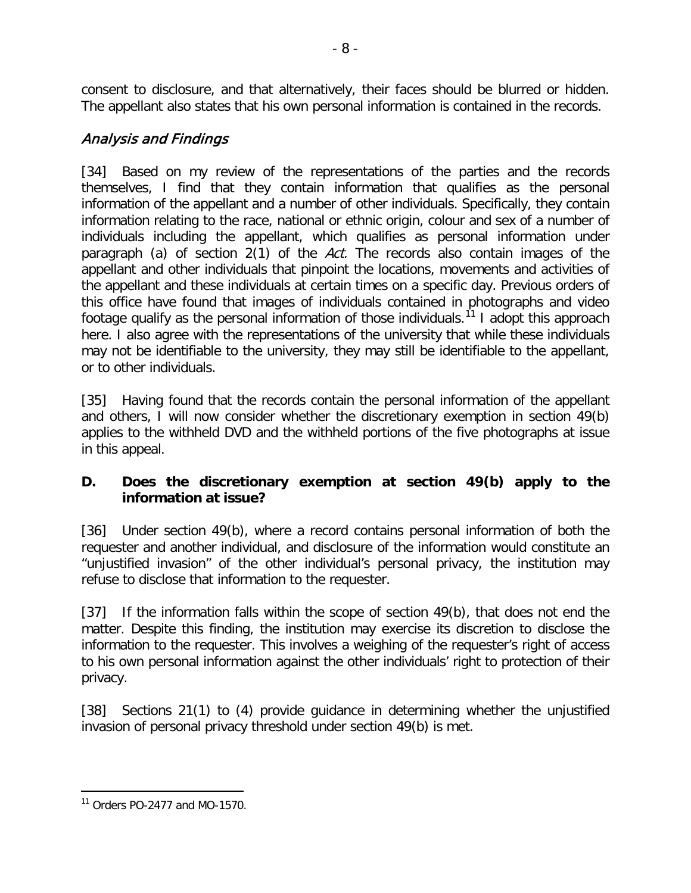consent to disclosure, and that alternatively, their faces should be blurred or hidden. The appellant also states that his own personal information is contained in the records.

### *Analysis and Findings*

[34] Based on my review of the representations of the parties and the records themselves, I find that they contain information that qualifies as the personal information of the appellant and a number of other individuals. Specifically, they contain information relating to the race, national or ethnic origin, colour and sex of a number of individuals including the appellant, which qualifies as personal information under paragraph (a) of section 2(1) of the *Act*. The records also contain images of the appellant and other individuals that pinpoint the locations, movements and activities of the appellant and these individuals at certain times on a specific day. Previous orders of this office have found that images of individuals contained in photographs and video footage qualify as the personal information of those individuals.[11] I adopt this approach here. I also agree with the representations of the university that while these individuals may not be identifiable to the university, they may still be identifiable to the appellant, or to other individuals.

[35] Having found that the records contain the personal information of the appellant and others, I will now consider whether the discretionary exemption in section 49(b) applies to the withheld DVD and the withheld portions of the five photographs at issue in this appeal.

### **D. Does the discretionary exemption at section 49(b) apply to the information at issue?**

[36] Under section 49(b), where a record contains personal information of both the requester and another individual, and disclosure of the information would constitute an "unjustified invasion" of the other individual's personal privacy, the institution may refuse to disclose that information to the requester.

[37] If the information falls within the scope of section 49(b), that does not end the matter. Despite this finding, the institution may exercise its discretion to disclose the information to the requester. This involves a weighing of the requester's right of access to his own personal information against the other individuals' right to protection of their privacy.

[38] Sections 21(1) to (4) provide guidance in determining whether the unjustified invasion of personal privacy threshold under section 49(b) is met.

---

[11] Orders PO-2477 and MO-1570.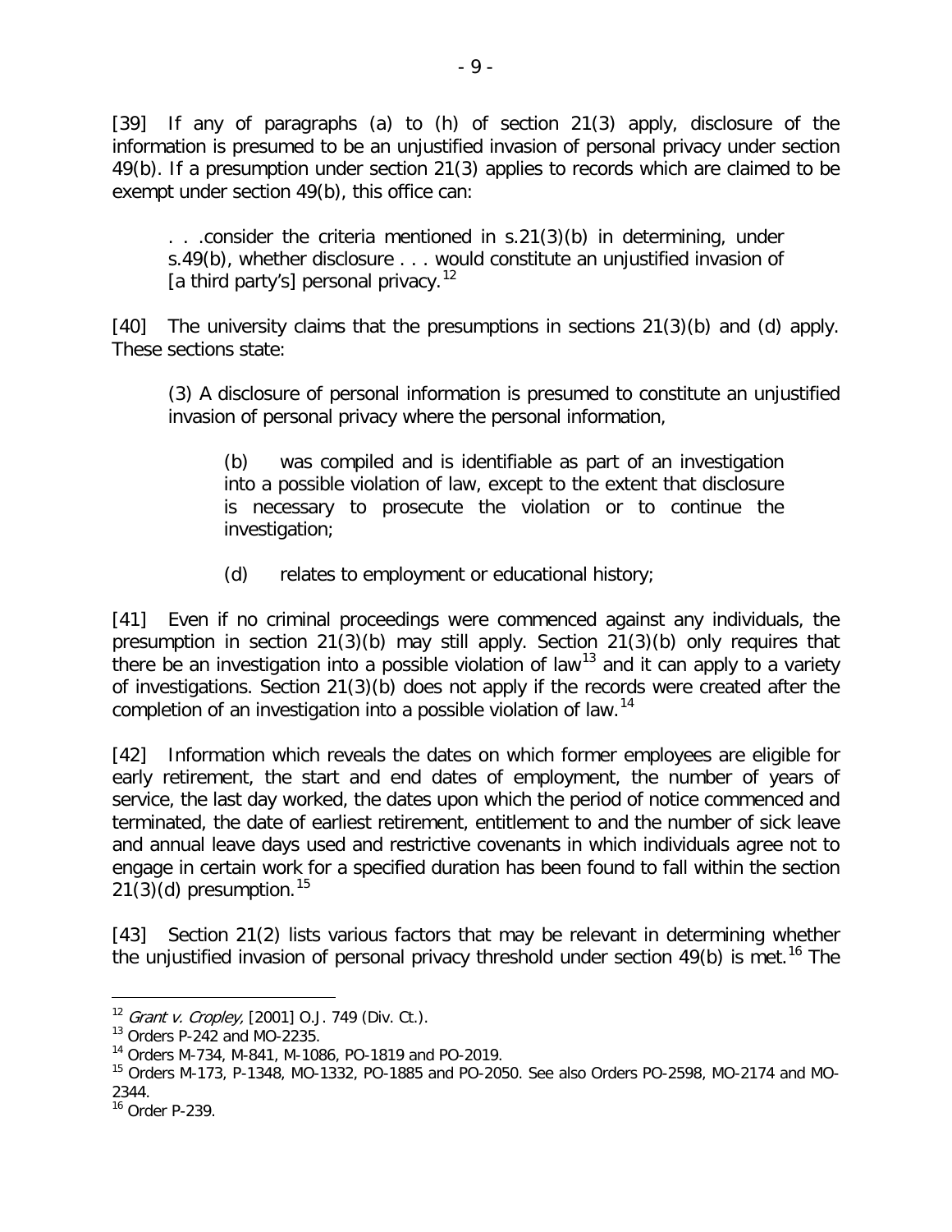[39] If any of paragraphs (a) to (h) of section 21(3) apply, disclosure of the information is presumed to be an unjustified invasion of personal privacy under section 49(b). If a presumption under section 21(3) applies to records which are claimed to be exempt under section 49(b), this office can:

> . . .consider the criteria mentioned in s.21(3)(b) in determining, under s.49(b), whether disclosure . . . would constitute an unjustified invasion of [a third party's] personal privacy.[12]

[40] The university claims that the presumptions in sections 21(3)(b) and (d) apply. These sections state:

> (3) A disclosure of personal information is presumed to constitute an unjustified invasion of personal privacy where the personal information,
>
> > (b) was compiled and is identifiable as part of an investigation into a possible violation of law, except to the extent that disclosure is necessary to prosecute the violation or to continue the investigation;
> >
> > (d) relates to employment or educational history;

[41] Even if no criminal proceedings were commenced against any individuals, the presumption in section 21(3)(b) may still apply. Section 21(3)(b) only requires that there be an investigation into a possible violation of law[13] and it can apply to a variety of investigations. Section 21(3)(b) does not apply if the records were created after the completion of an investigation into a possible violation of law.[14]

[42] Information which reveals the dates on which former employees are eligible for early retirement, the start and end dates of employment, the number of years of service, the last day worked, the dates upon which the period of notice commenced and terminated, the date of earliest retirement, entitlement to and the number of sick leave and annual leave days used and restrictive covenants in which individuals agree not to engage in certain work for a specified duration has been found to fall within the section 21(3)(d) presumption.[15]

[43] Section 21(2) lists various factors that may be relevant in determining whether the unjustified invasion of personal privacy threshold under section 49(b) is met.[16] The

---

[12] *Grant v. Cropley*, [2001] O.J. 749 (Div. Ct.).

[13] Orders P-242 and MO-2235.

[14] Orders M-734, M-841, M-1086, PO-1819 and PO-2019.

[15] Orders M-173, P-1348, MO-1332, PO-1885 and PO-2050. See also Orders PO-2598, MO-2174 and MO-2344.

[16] Order P-239.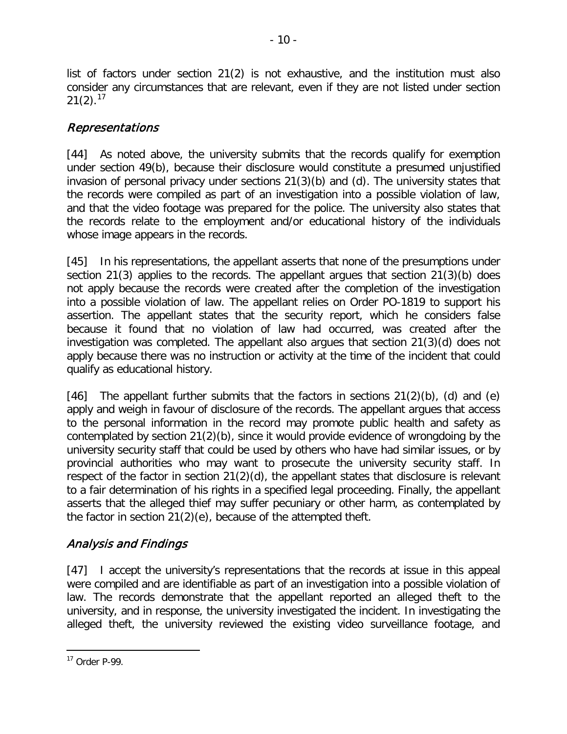list of factors under section 21(2) is not exhaustive, and the institution must also consider any circumstances that are relevant, even if they are not listed under section 21(2).[17]

### *Representations*

[44] As noted above, the university submits that the records qualify for exemption under section 49(b), because their disclosure would constitute a presumed unjustified invasion of personal privacy under sections 21(3)(b) and (d). The university states that the records were compiled as part of an investigation into a possible violation of law, and that the video footage was prepared for the police. The university also states that the records relate to the employment and/or educational history of the individuals whose image appears in the records.

[45] In his representations, the appellant asserts that none of the presumptions under section 21(3) applies to the records. The appellant argues that section 21(3)(b) does not apply because the records were created after the completion of the investigation into a possible violation of law. The appellant relies on Order PO-1819 to support his assertion. The appellant states that the security report, which he considers false because it found that no violation of law had occurred, was created after the investigation was completed. The appellant also argues that section 21(3)(d) does not apply because there was no instruction or activity at the time of the incident that could qualify as educational history.

[46] The appellant further submits that the factors in sections 21(2)(b), (d) and (e) apply and weigh in favour of disclosure of the records. The appellant argues that access to the personal information in the record may promote public health and safety as contemplated by section 21(2)(b), since it would provide evidence of wrongdoing by the university security staff that could be used by others who have had similar issues, or by provincial authorities who may want to prosecute the university security staff. In respect of the factor in section 21(2)(d), the appellant states that disclosure is relevant to a fair determination of his rights in a specified legal proceeding. Finally, the appellant asserts that the alleged thief may suffer pecuniary or other harm, as contemplated by the factor in section 21(2)(e), because of the attempted theft.

### *Analysis and Findings*

[47] I accept the university's representations that the records at issue in this appeal were compiled and are identifiable as part of an investigation into a possible violation of law. The records demonstrate that the appellant reported an alleged theft to the university, and in response, the university investigated the incident. In investigating the alleged theft, the university reviewed the existing video surveillance footage, and

---

[17] Order P-99.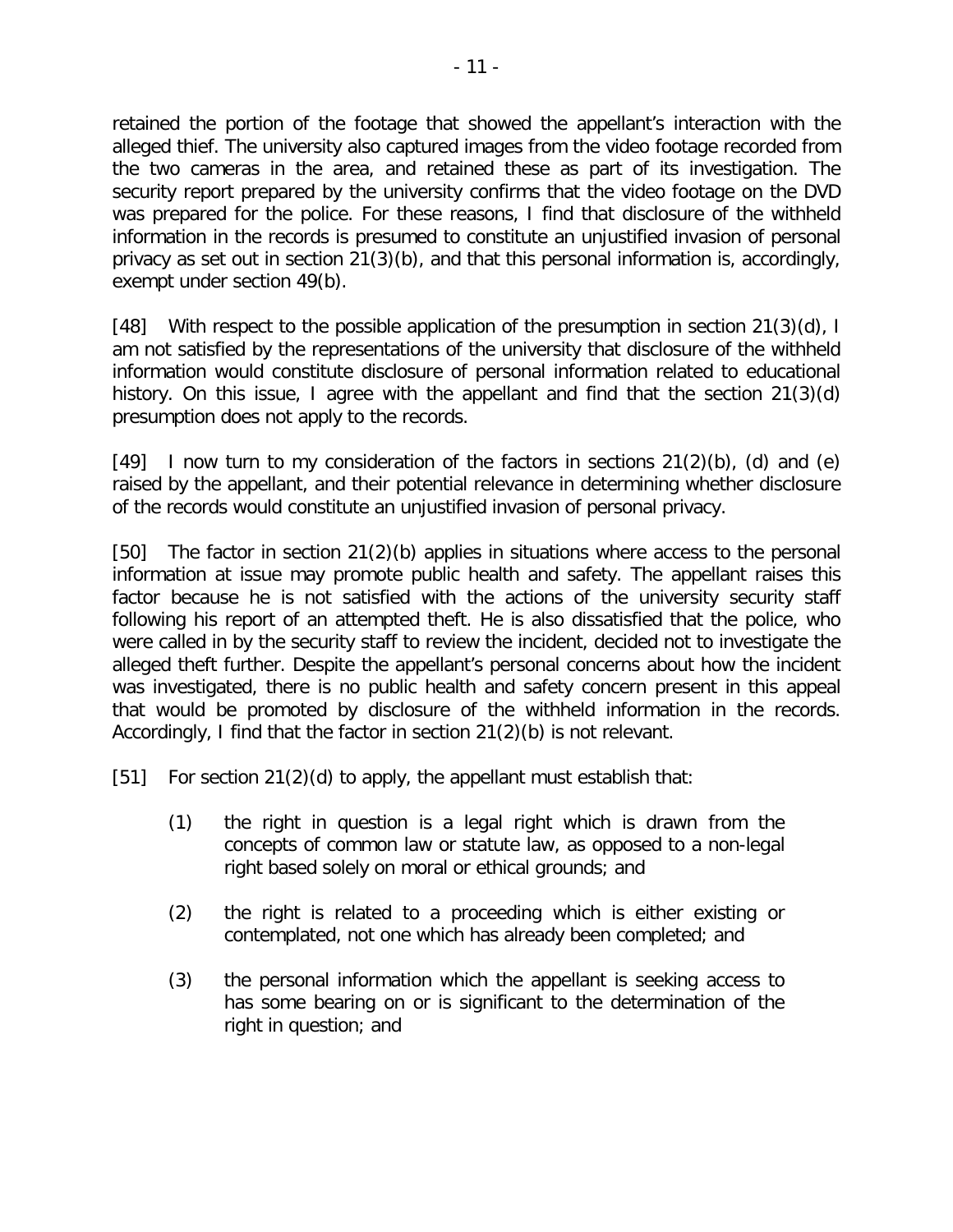retained the portion of the footage that showed the appellant's interaction with the alleged thief. The university also captured images from the video footage recorded from the two cameras in the area, and retained these as part of its investigation. The security report prepared by the university confirms that the video footage on the DVD was prepared for the police. For these reasons, I find that disclosure of the withheld information in the records is presumed to constitute an unjustified invasion of personal privacy as set out in section 21(3)(b), and that this personal information is, accordingly, exempt under section 49(b).

[48] With respect to the possible application of the presumption in section 21(3)(d), I am not satisfied by the representations of the university that disclosure of the withheld information would constitute disclosure of personal information related to educational history. On this issue, I agree with the appellant and find that the section 21(3)(d) presumption does not apply to the records.

[49] I now turn to my consideration of the factors in sections 21(2)(b), (d) and (e) raised by the appellant, and their potential relevance in determining whether disclosure of the records would constitute an unjustified invasion of personal privacy.

[50] The factor in section 21(2)(b) applies in situations where access to the personal information at issue may promote public health and safety. The appellant raises this factor because he is not satisfied with the actions of the university security staff following his report of an attempted theft. He is also dissatisfied that the police, who were called in by the security staff to review the incident, decided not to investigate the alleged theft further. Despite the appellant's personal concerns about how the incident was investigated, there is no public health and safety concern present in this appeal that would be promoted by disclosure of the withheld information in the records. Accordingly, I find that the factor in section 21(2)(b) is not relevant.

[51] For section 21(2)(d) to apply, the appellant must establish that:

> (1) the right in question is a legal right which is drawn from the concepts of common law or statute law, as opposed to a non-legal right based solely on moral or ethical grounds; and
>
> (2) the right is related to a proceeding which is either existing or contemplated, not one which has already been completed; and
>
> (3) the personal information which the appellant is seeking access to has some bearing on or is significant to the determination of the right in question; and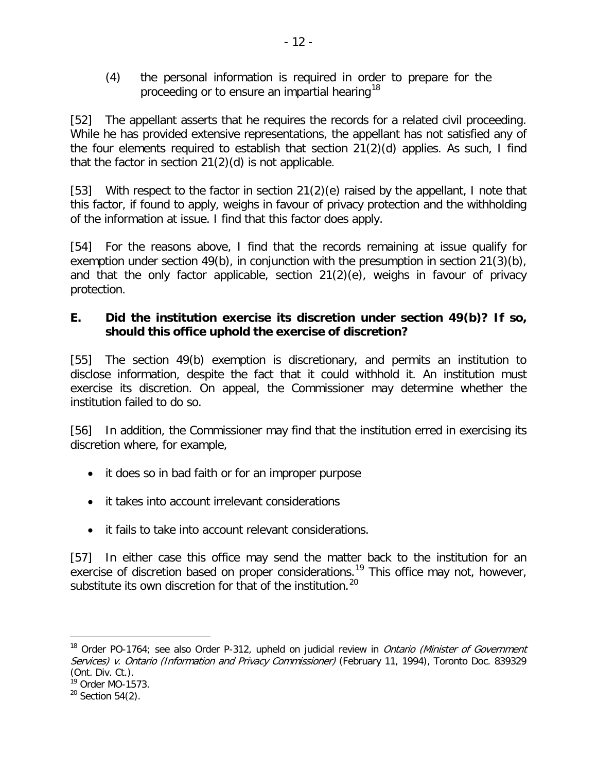(4) the personal information is required in order to prepare for the proceeding or to ensure an impartial hearing[18]

[52] The appellant asserts that he requires the records for a related civil proceeding. While he has provided extensive representations, the appellant has not satisfied any of the four elements required to establish that section 21(2)(d) applies. As such, I find that the factor in section 21(2)(d) is not applicable.

[53] With respect to the factor in section 21(2)(e) raised by the appellant, I note that this factor, if found to apply, weighs in favour of privacy protection and the withholding of the information at issue. I find that this factor does apply.

[54] For the reasons above, I find that the records remaining at issue qualify for exemption under section 49(b), in conjunction with the presumption in section 21(3)(b), and that the only factor applicable, section 21(2)(e), weighs in favour of privacy protection.

## E. Did the institution exercise its discretion under section 49(b)? If so, should this office uphold the exercise of discretion?

[55] The section 49(b) exemption is discretionary, and permits an institution to disclose information, despite the fact that it could withhold it. An institution must exercise its discretion. On appeal, the Commissioner may determine whether the institution failed to do so.

[56] In addition, the Commissioner may find that the institution erred in exercising its discretion where, for example,

- it does so in bad faith or for an improper purpose
- it takes into account irrelevant considerations
- it fails to take into account relevant considerations.

[57] In either case this office may send the matter back to the institution for an exercise of discretion based on proper considerations.[19] This office may not, however, substitute its own discretion for that of the institution.[20]

---

[18] Order PO-1764; see also Order P-312, upheld on judicial review in *Ontario (Minister of Government Services) v. Ontario (Information and Privacy Commissioner)* (February 11, 1994), Toronto Doc. 839329 (Ont. Div. Ct.).

[19] Order MO-1573.

[20] Section 54(2).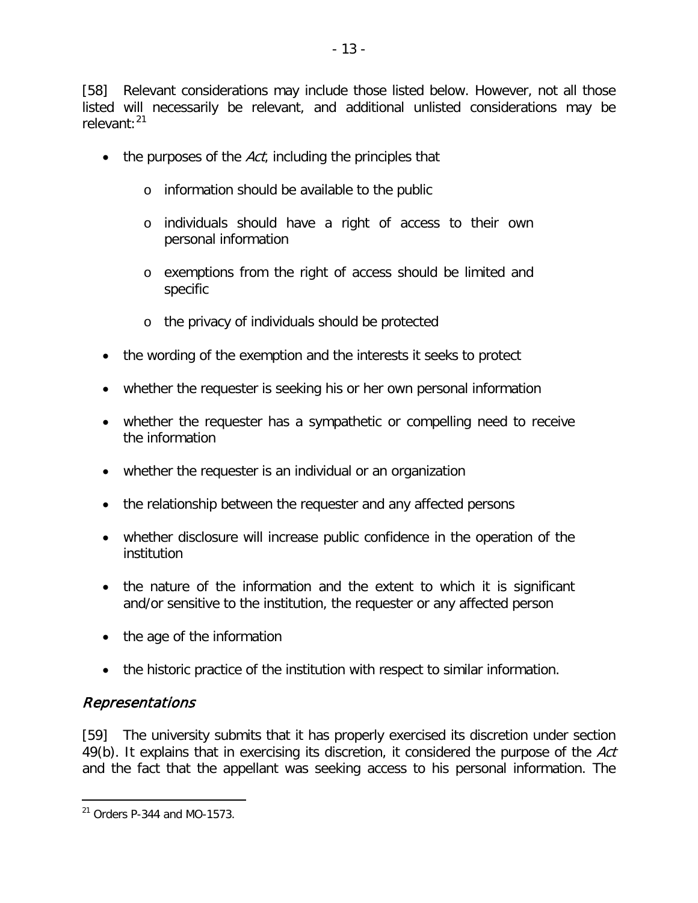[58] Relevant considerations may include those listed below. However, not all those listed will necessarily be relevant, and additional unlisted considerations may be relevant:[21]

- the purposes of the *Act*, including the principles that
  - information should be available to the public
  - individuals should have a right of access to their own personal information
  - exemptions from the right of access should be limited and specific
  - the privacy of individuals should be protected
- the wording of the exemption and the interests it seeks to protect
- whether the requester is seeking his or her own personal information
- whether the requester has a sympathetic or compelling need to receive the information
- whether the requester is an individual or an organization
- the relationship between the requester and any affected persons
- whether disclosure will increase public confidence in the operation of the institution
- the nature of the information and the extent to which it is significant and/or sensitive to the institution, the requester or any affected person
- the age of the information
- the historic practice of the institution with respect to similar information.

### *Representations*

[59] The university submits that it has properly exercised its discretion under section 49(b). It explains that in exercising its discretion, it considered the purpose of the *Act* and the fact that the appellant was seeking access to his personal information. The

---

[21] Orders P-344 and MO-1573.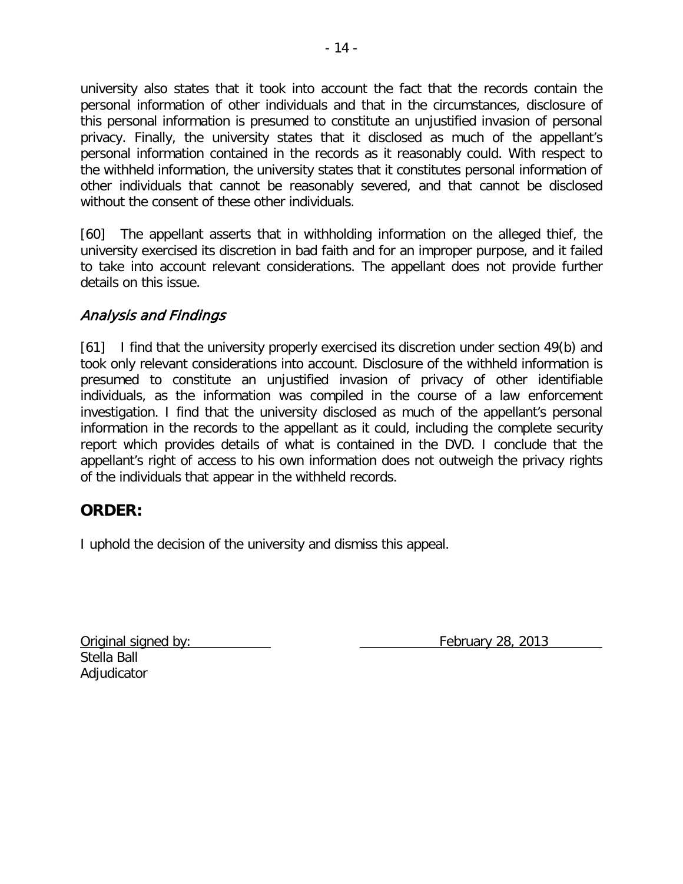university also states that it took into account the fact that the records contain the personal information of other individuals and that in the circumstances, disclosure of this personal information is presumed to constitute an unjustified invasion of personal privacy. Finally, the university states that it disclosed as much of the appellant's personal information contained in the records as it reasonably could. With respect to the withheld information, the university states that it constitutes personal information of other individuals that cannot be reasonably severed, and that cannot be disclosed without the consent of these other individuals.

[60] The appellant asserts that in withholding information on the alleged thief, the university exercised its discretion in bad faith and for an improper purpose, and it failed to take into account relevant considerations. The appellant does not provide further details on this issue.

### *Analysis and Findings*

[61] I find that the university properly exercised its discretion under section 49(b) and took only relevant considerations into account. Disclosure of the withheld information is presumed to constitute an unjustified invasion of privacy of other identifiable individuals, as the information was compiled in the course of a law enforcement investigation. I find that the university disclosed as much of the appellant's personal information in the records to the appellant as it could, including the complete security report which provides details of what is contained in the DVD. I conclude that the appellant's right of access to his own information does not outweigh the privacy rights of the individuals that appear in the withheld records.

## **ORDER:**

I uphold the decision of the university and dismiss this appeal.

Original signed by:
Stella Ball
Adjudicator

February 28, 2013